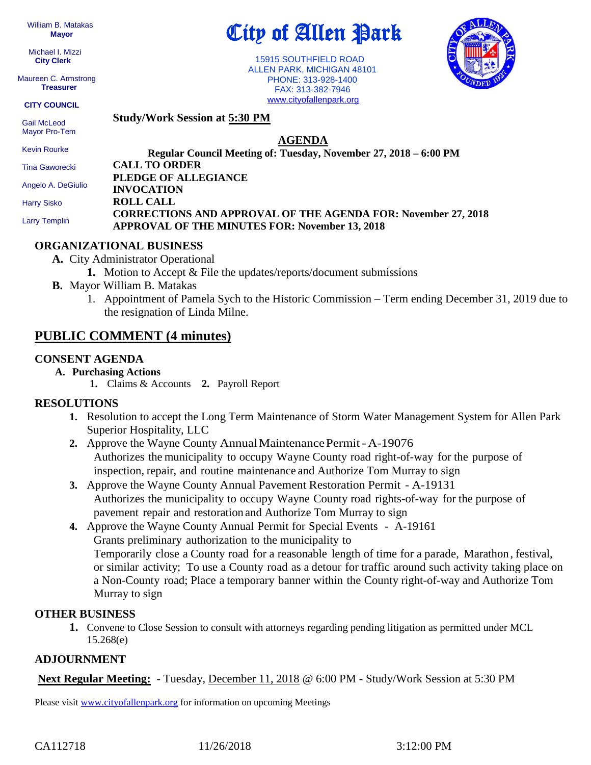William B. Matakas
**Mayor**

Michael I. Mizzi
**City Clerk**

Maureen C. Armstrong
**Treasurer**

**CITY COUNCIL**

Gail McLeod
Mayor Pro-Tem

Kevin Rourke

Tina Gaworecki

Angelo A. DeGiulio

Harry Sisko

Larry Templin

# City of Allen Park

15915 SOUTHFIELD ROAD
ALLEN PARK, MICHIGAN 48101
PHONE: 313-928-1400
FAX: 313-382-7946
www.cityofallenpark.org

**Study/Work Session at 5:30 PM**

## AGENDA

**Regular Council Meeting of: Tuesday, November 27, 2018 – 6:00 PM**

**CALL TO ORDER**
**PLEDGE OF ALLEGIANCE**
**INVOCATION**
**ROLL CALL**
**CORRECTIONS AND APPROVAL OF THE AGENDA FOR: November 27, 2018**
**APPROVAL OF THE MINUTES FOR: November 13, 2018**

### ORGANIZATIONAL BUSINESS

**A.** City Administrator Operational
  **1.** Motion to Accept & File the updates/reports/document submissions

**B.** Mayor William B. Matakas
  1. Appointment of Pamela Sych to the Historic Commission – Term ending December 31, 2019 due to the resignation of Linda Milne.

## PUBLIC COMMENT (4 minutes)

### CONSENT AGENDA

**A. Purchasing Actions**
  **1.** Claims & Accounts **2.** Payroll Report

### RESOLUTIONS

1. Resolution to accept the Long Term Maintenance of Storm Water Management System for Allen Park Superior Hospitality, LLC
2. Approve the Wayne County Annual Maintenance Permit - A-19076
   Authorizes the municipality to occupy Wayne County road right-of-way for the purpose of inspection, repair, and routine maintenance and Authorize Tom Murray to sign
3. Approve the Wayne County Annual Pavement Restoration Permit - A-19131
   Authorizes the municipality to occupy Wayne County road rights-of-way for the purpose of pavement repair and restoration and Authorize Tom Murray to sign
4. Approve the Wayne County Annual Permit for Special Events - A-19161
   Grants preliminary authorization to the municipality to
   Temporarily close a County road for a reasonable length of time for a parade, Marathon, festival, or similar activity; To use a County road as a detour for traffic around such activity taking place on a Non-County road; Place a temporary banner within the County right-of-way and Authorize Tom Murray to sign

### OTHER BUSINESS

1. Convene to Close Session to consult with attorneys regarding pending litigation as permitted under MCL 15.268(e)

### ADJOURNMENT

**Next Regular Meeting:** - Tuesday, December 11, 2018 @ 6:00 PM - Study/Work Session at 5:30 PM

Please visit www.cityofallenpark.org for information on upcoming Meetings

CA112718 11/26/2018 3:12:00 PM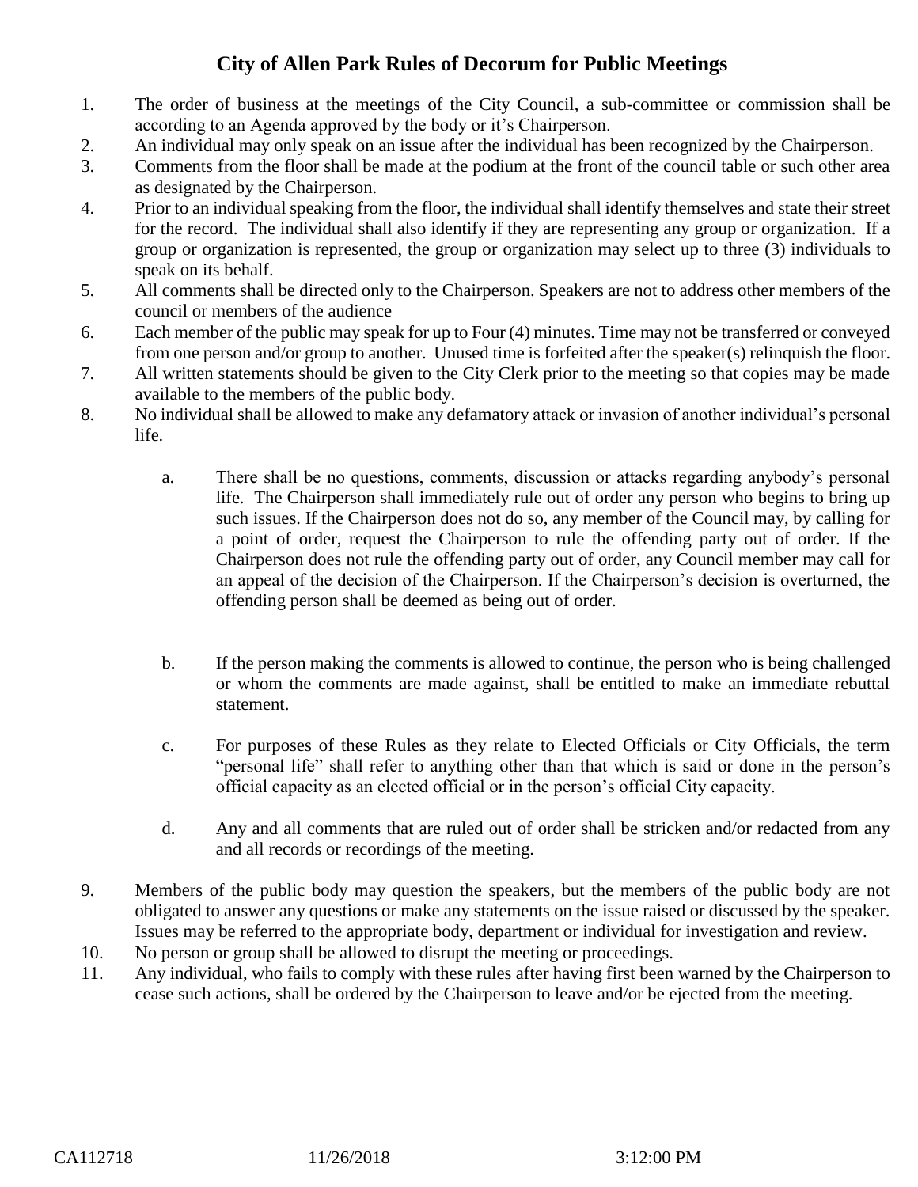# City of Allen Park Rules of Decorum for Public Meetings

1. The order of business at the meetings of the City Council, a sub-committee or commission shall be according to an Agenda approved by the body or it's Chairperson.
2. An individual may only speak on an issue after the individual has been recognized by the Chairperson.
3. Comments from the floor shall be made at the podium at the front of the council table or such other area as designated by the Chairperson.
4. Prior to an individual speaking from the floor, the individual shall identify themselves and state their street for the record. The individual shall also identify if they are representing any group or organization. If a group or organization is represented, the group or organization may select up to three (3) individuals to speak on its behalf.
5. All comments shall be directed only to the Chairperson. Speakers are not to address other members of the council or members of the audience
6. Each member of the public may speak for up to Four (4) minutes. Time may not be transferred or conveyed from one person and/or group to another. Unused time is forfeited after the speaker(s) relinquish the floor.
7. All written statements should be given to the City Clerk prior to the meeting so that copies may be made available to the members of the public body.
8. No individual shall be allowed to make any defamatory attack or invasion of another individual's personal life.

   a. There shall be no questions, comments, discussion or attacks regarding anybody's personal life. The Chairperson shall immediately rule out of order any person who begins to bring up such issues. If the Chairperson does not do so, any member of the Council may, by calling for a point of order, request the Chairperson to rule the offending party out of order. If the Chairperson does not rule the offending party out of order, any Council member may call for an appeal of the decision of the Chairperson. If the Chairperson's decision is overturned, the offending person shall be deemed as being out of order.

   b. If the person making the comments is allowed to continue, the person who is being challenged or whom the comments are made against, shall be entitled to make an immediate rebuttal statement.

   c. For purposes of these Rules as they relate to Elected Officials or City Officials, the term "personal life" shall refer to anything other than that which is said or done in the person's official capacity as an elected official or in the person's official City capacity.

   d. Any and all comments that are ruled out of order shall be stricken and/or redacted from any and all records or recordings of the meeting.

9. Members of the public body may question the speakers, but the members of the public body are not obligated to answer any questions or make any statements on the issue raised or discussed by the speaker. Issues may be referred to the appropriate body, department or individual for investigation and review.
10. No person or group shall be allowed to disrupt the meeting or proceedings.
11. Any individual, who fails to comply with these rules after having first been warned by the Chairperson to cease such actions, shall be ordered by the Chairperson to leave and/or be ejected from the meeting.